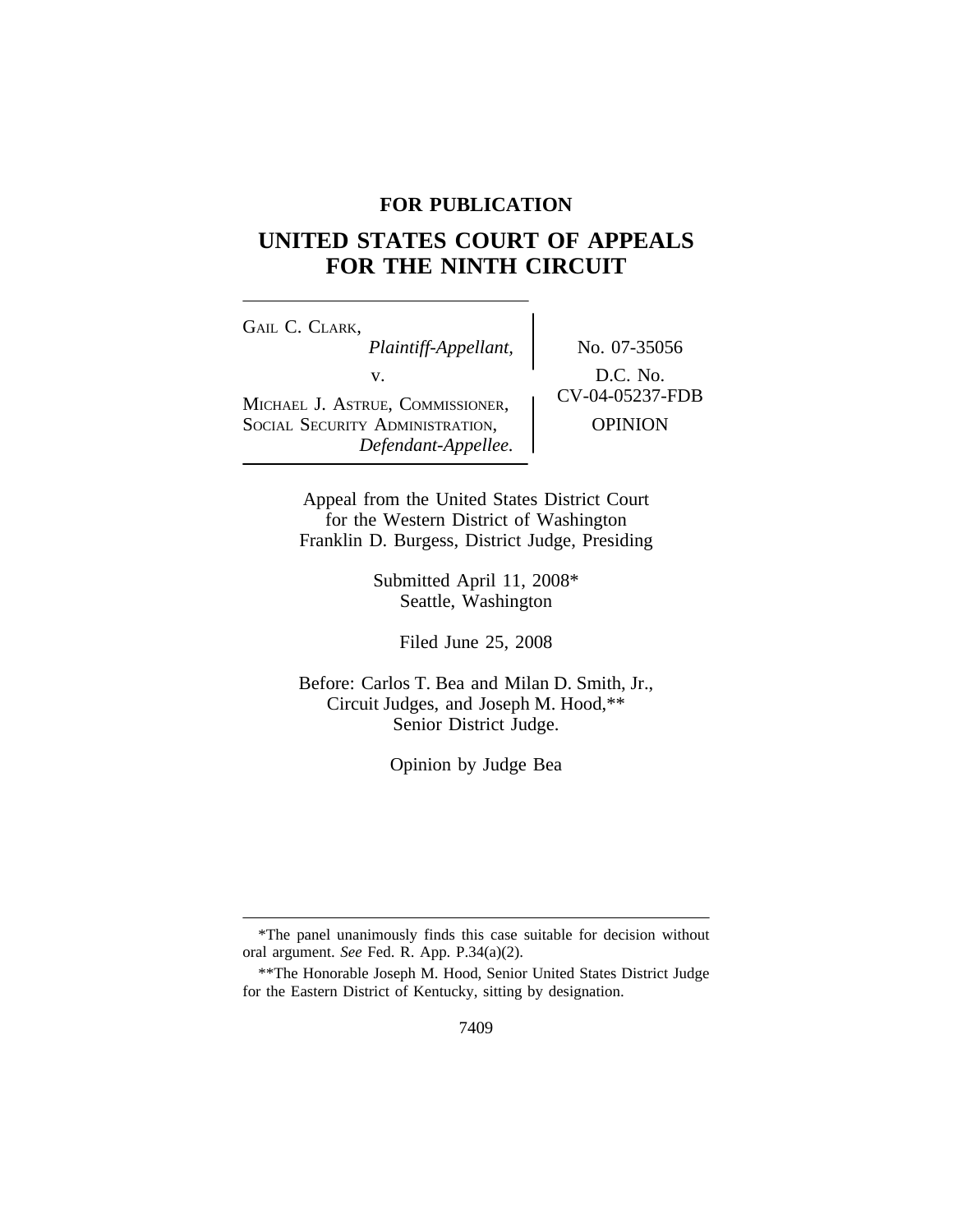**FOR PUBLICATION**

# UNITED STATES COURT OF APPEALS FOR THE NINTH CIRCUIT

GAIL C. CLARK,
*Plaintiff-Appellant,*

v.

MICHAEL J. ASTRUE, COMMISSIONER, SOCIAL SECURITY ADMINISTRATION,
*Defendant-Appellee.*

No. 07-35056

D.C. No. CV-04-05237-FDB

OPINION

Appeal from the United States District Court for the Western District of Washington
Franklin D. Burgess, District Judge, Presiding

Submitted April 11, 2008*
Seattle, Washington

Filed June 25, 2008

Before: Carlos T. Bea and Milan D. Smith, Jr., Circuit Judges, and Joseph M. Hood,** Senior District Judge.

Opinion by Judge Bea

---

*The panel unanimously finds this case suitable for decision without oral argument. *See* Fed. R. App. P.34(a)(2).

**The Honorable Joseph M. Hood, Senior United States District Judge for the Eastern District of Kentucky, sitting by designation.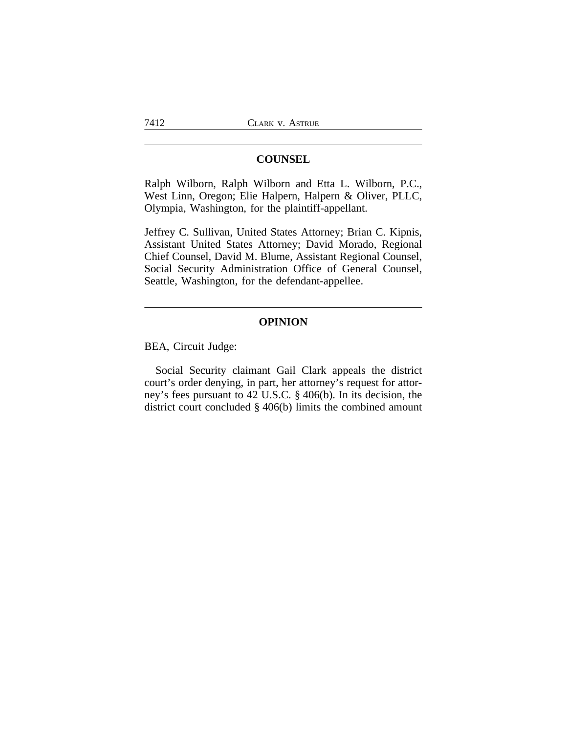## COUNSEL

Ralph Wilborn, Ralph Wilborn and Etta L. Wilborn, P.C., West Linn, Oregon; Elie Halpern, Halpern & Oliver, PLLC, Olympia, Washington, for the plaintiff-appellant.

Jeffrey C. Sullivan, United States Attorney; Brian C. Kipnis, Assistant United States Attorney; David Morado, Regional Chief Counsel, David M. Blume, Assistant Regional Counsel, Social Security Administration Office of General Counsel, Seattle, Washington, for the defendant-appellee.

## OPINION

BEA, Circuit Judge:

Social Security claimant Gail Clark appeals the district court's order denying, in part, her attorney's request for attorney's fees pursuant to 42 U.S.C. § 406(b). In its decision, the district court concluded § 406(b) limits the combined amount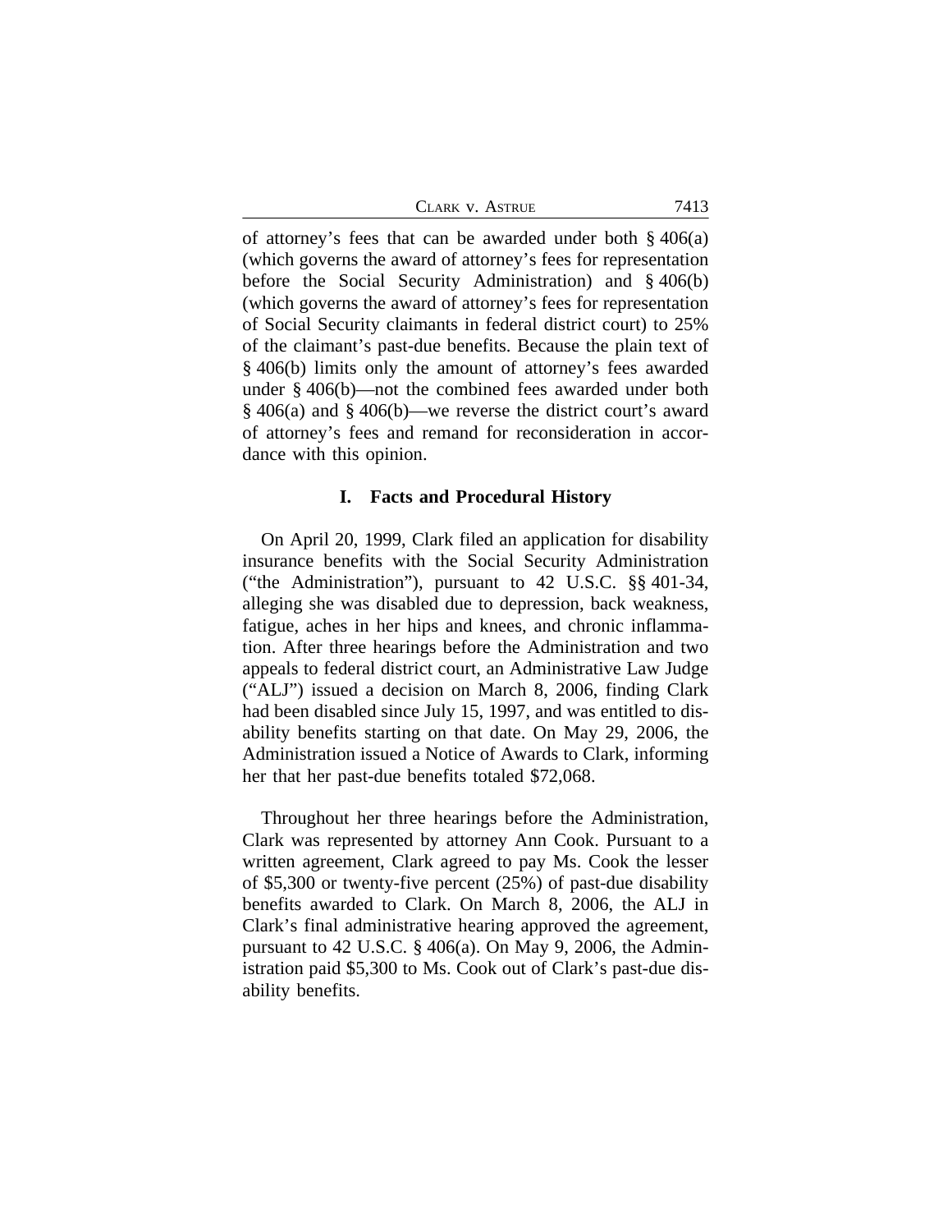of attorney's fees that can be awarded under both § 406(a) (which governs the award of attorney's fees for representation before the Social Security Administration) and § 406(b) (which governs the award of attorney's fees for representation of Social Security claimants in federal district court) to 25% of the claimant's past-due benefits. Because the plain text of § 406(b) limits only the amount of attorney's fees awarded under § 406(b)—not the combined fees awarded under both § 406(a) and § 406(b)—we reverse the district court's award of attorney's fees and remand for reconsideration in accordance with this opinion.

## I. Facts and Procedural History

On April 20, 1999, Clark filed an application for disability insurance benefits with the Social Security Administration ("the Administration"), pursuant to 42 U.S.C. §§ 401-34, alleging she was disabled due to depression, back weakness, fatigue, aches in her hips and knees, and chronic inflammation. After three hearings before the Administration and two appeals to federal district court, an Administrative Law Judge ("ALJ") issued a decision on March 8, 2006, finding Clark had been disabled since July 15, 1997, and was entitled to disability benefits starting on that date. On May 29, 2006, the Administration issued a Notice of Awards to Clark, informing her that her past-due benefits totaled $72,068.

Throughout her three hearings before the Administration, Clark was represented by attorney Ann Cook. Pursuant to a written agreement, Clark agreed to pay Ms. Cook the lesser of $5,300 or twenty-five percent (25%) of past-due disability benefits awarded to Clark. On March 8, 2006, the ALJ in Clark's final administrative hearing approved the agreement, pursuant to 42 U.S.C. § 406(a). On May 9, 2006, the Administration paid $5,300 to Ms. Cook out of Clark's past-due disability benefits.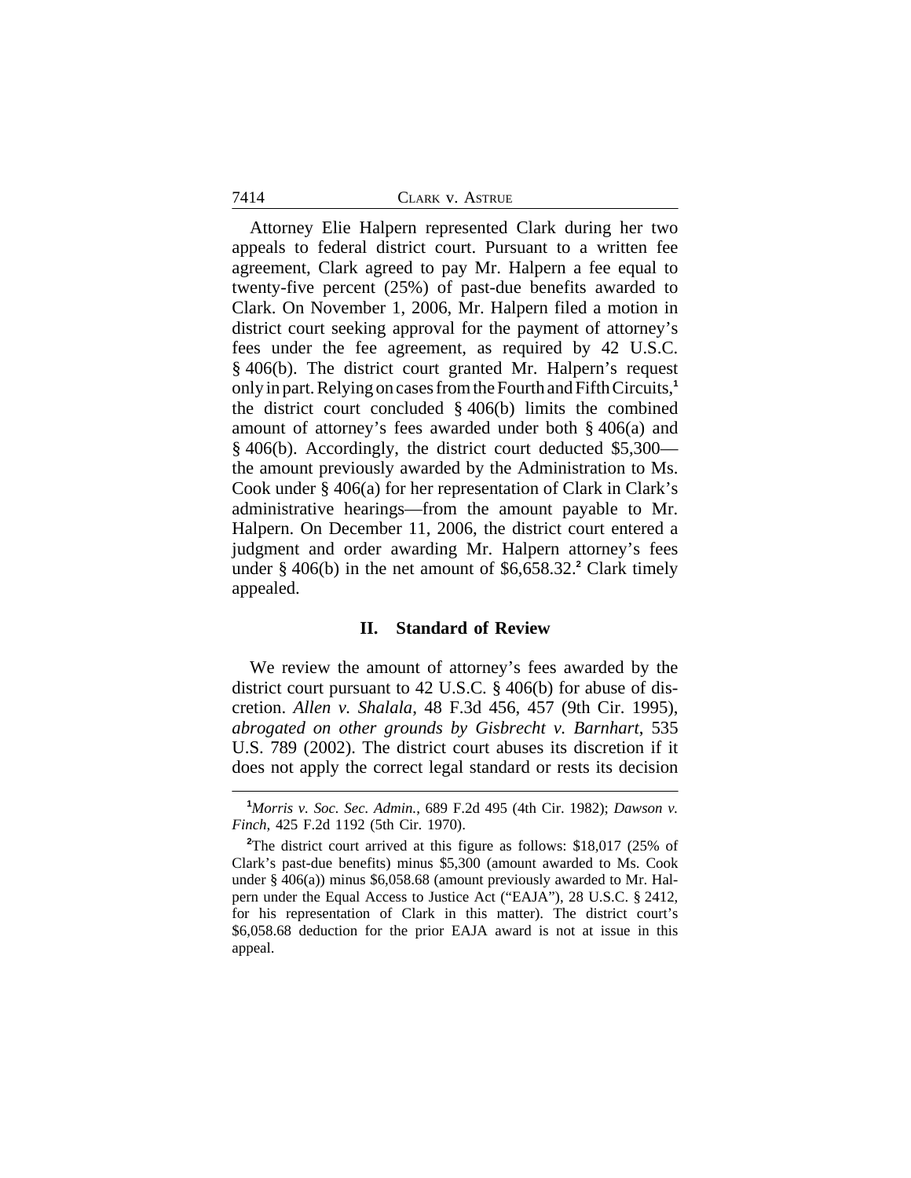Attorney Elie Halpern represented Clark during her two appeals to federal district court. Pursuant to a written fee agreement, Clark agreed to pay Mr. Halpern a fee equal to twenty-five percent (25%) of past-due benefits awarded to Clark. On November 1, 2006, Mr. Halpern filed a motion in district court seeking approval for the payment of attorney's fees under the fee agreement, as required by 42 U.S.C. § 406(b). The district court granted Mr. Halpern's request only in part. Relying on cases from the Fourth and Fifth Circuits,[1] the district court concluded § 406(b) limits the combined amount of attorney's fees awarded under both § 406(a) and § 406(b). Accordingly, the district court deducted $5,300—the amount previously awarded by the Administration to Ms. Cook under § 406(a) for her representation of Clark in Clark's administrative hearings—from the amount payable to Mr. Halpern. On December 11, 2006, the district court entered a judgment and order awarding Mr. Halpern attorney's fees under § 406(b) in the net amount of $6,658.32.[2] Clark timely appealed.

## II. Standard of Review

We review the amount of attorney's fees awarded by the district court pursuant to 42 U.S.C. § 406(b) for abuse of discretion. *Allen v. Shalala*, 48 F.3d 456, 457 (9th Cir. 1995), *abrogated on other grounds by Gisbrecht v. Barnhart*, 535 U.S. 789 (2002). The district court abuses its discretion if it does not apply the correct legal standard or rests its decision

---

[1] *Morris v. Soc. Sec. Admin.*, 689 F.2d 495 (4th Cir. 1982); *Dawson v. Finch*, 425 F.2d 1192 (5th Cir. 1970).

[2] The district court arrived at this figure as follows: $18,017 (25% of Clark's past-due benefits) minus $5,300 (amount awarded to Ms. Cook under § 406(a)) minus $6,058.68 (amount previously awarded to Mr. Halpern under the Equal Access to Justice Act ("EAJA"), 28 U.S.C. § 2412, for his representation of Clark in this matter). The district court's $6,058.68 deduction for the prior EAJA award is not at issue in this appeal.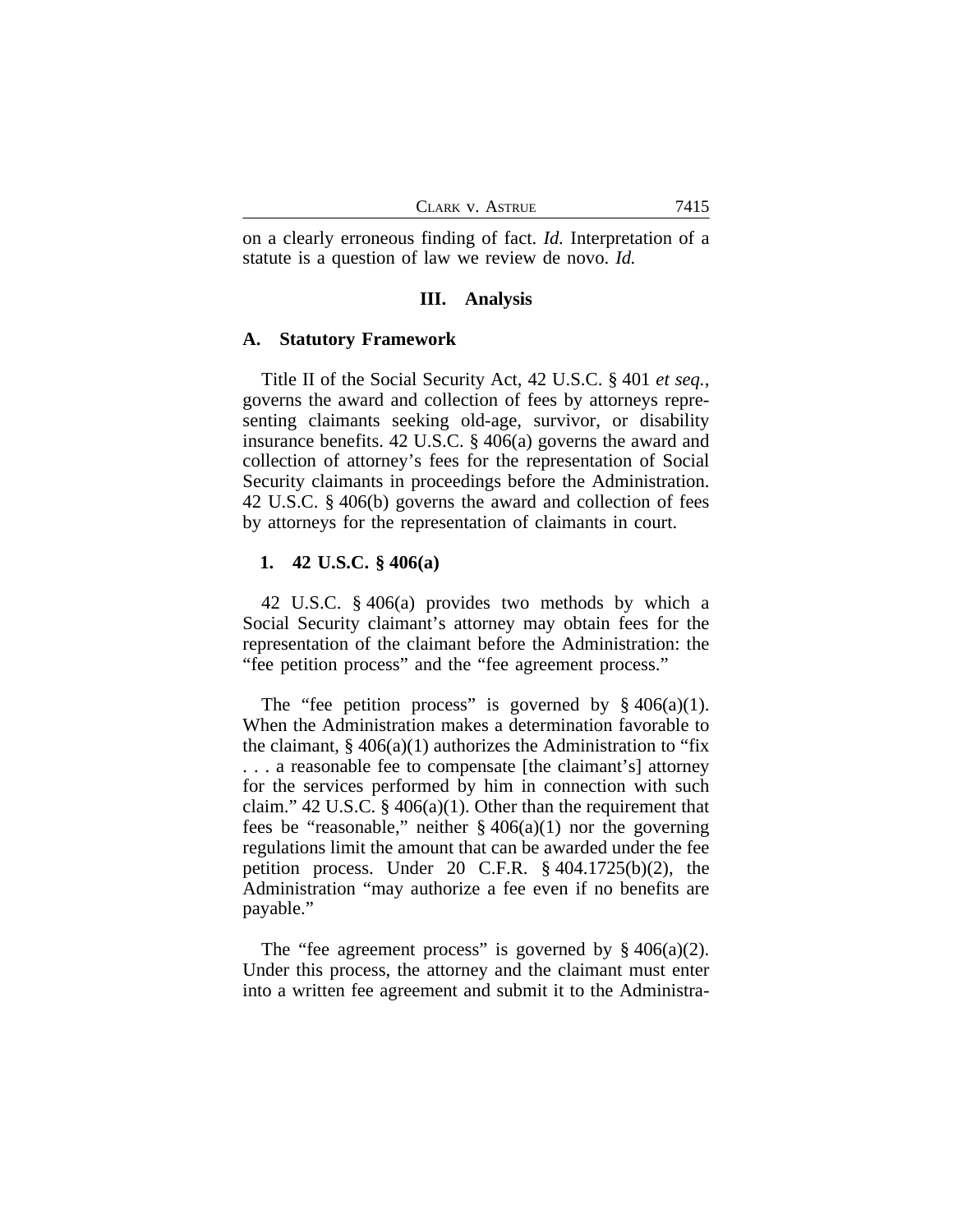on a clearly erroneous finding of fact. *Id.* Interpretation of a statute is a question of law we review de novo. *Id.*

## III. Analysis

### A. Statutory Framework

Title II of the Social Security Act, 42 U.S.C. § 401 *et seq.*, governs the award and collection of fees by attorneys representing claimants seeking old-age, survivor, or disability insurance benefits. 42 U.S.C. § 406(a) governs the award and collection of attorney's fees for the representation of Social Security claimants in proceedings before the Administration. 42 U.S.C. § 406(b) governs the award and collection of fees by attorneys for the representation of claimants in court.

#### 1. 42 U.S.C. § 406(a)

42 U.S.C. § 406(a) provides two methods by which a Social Security claimant's attorney may obtain fees for the representation of the claimant before the Administration: the "fee petition process" and the "fee agreement process."

The "fee petition process" is governed by § 406(a)(1). When the Administration makes a determination favorable to the claimant, § 406(a)(1) authorizes the Administration to "fix . . . a reasonable fee to compensate [the claimant's] attorney for the services performed by him in connection with such claim." 42 U.S.C. § 406(a)(1). Other than the requirement that fees be "reasonable," neither § 406(a)(1) nor the governing regulations limit the amount that can be awarded under the fee petition process. Under 20 C.F.R. § 404.1725(b)(2), the Administration "may authorize a fee even if no benefits are payable."

The "fee agreement process" is governed by § 406(a)(2). Under this process, the attorney and the claimant must enter into a written fee agreement and submit it to the Administra-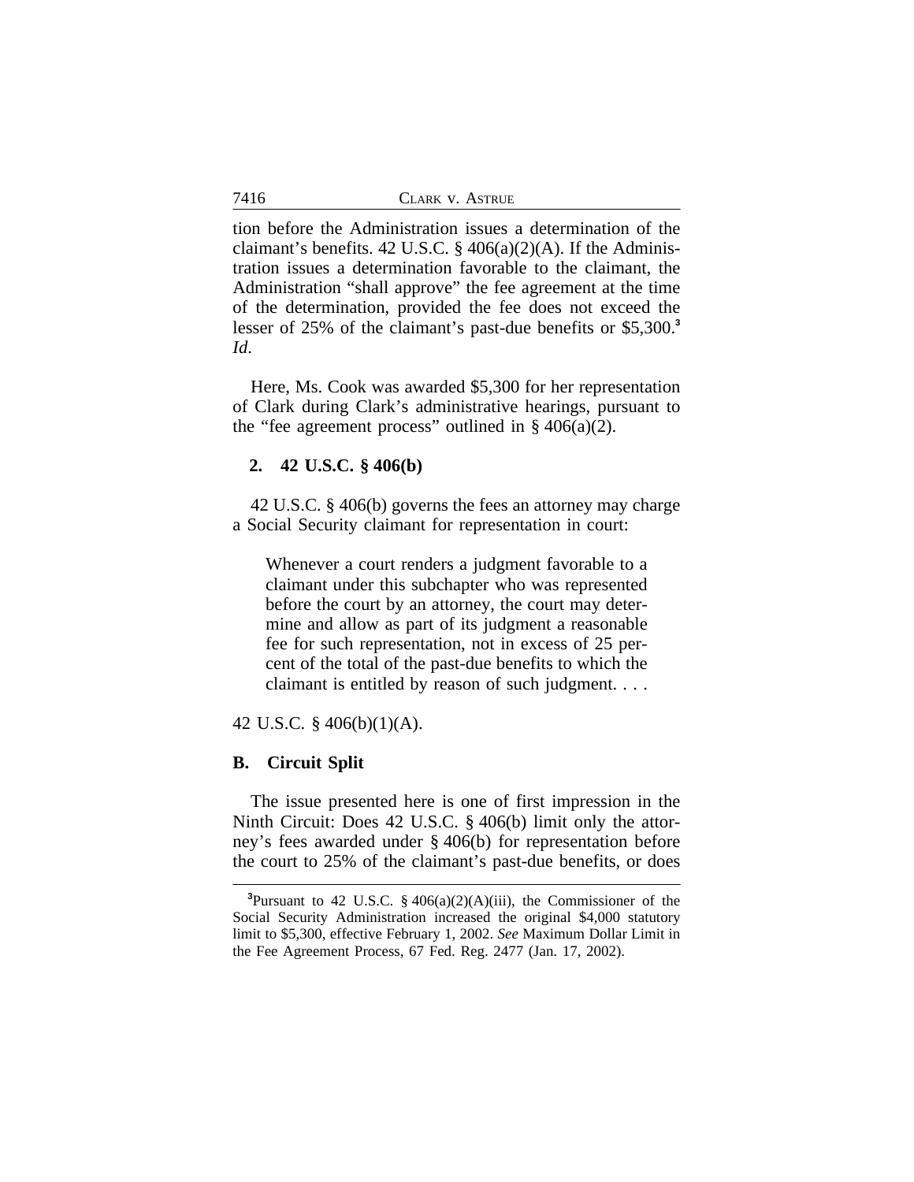tion before the Administration issues a determination of the claimant's benefits. 42 U.S.C. § 406(a)(2)(A). If the Administration issues a determination favorable to the claimant, the Administration "shall approve" the fee agreement at the time of the determination, provided the fee does not exceed the lesser of 25% of the claimant's past-due benefits or $5,300.[3] *Id*.

Here, Ms. Cook was awarded $5,300 for her representation of Clark during Clark's administrative hearings, pursuant to the "fee agreement process" outlined in § 406(a)(2).

### 2. 42 U.S.C. § 406(b)

42 U.S.C. § 406(b) governs the fees an attorney may charge a Social Security claimant for representation in court:

> Whenever a court renders a judgment favorable to a claimant under this subchapter who was represented before the court by an attorney, the court may determine and allow as part of its judgment a reasonable fee for such representation, not in excess of 25 percent of the total of the past-due benefits to which the claimant is entitled by reason of such judgment. . . .

42 U.S.C. § 406(b)(1)(A).

## B. Circuit Split

The issue presented here is one of first impression in the Ninth Circuit: Does 42 U.S.C. § 406(b) limit only the attorney's fees awarded under § 406(b) for representation before the court to 25% of the claimant's past-due benefits, or does

[3]Pursuant to 42 U.S.C. § 406(a)(2)(A)(iii), the Commissioner of the Social Security Administration increased the original $4,000 statutory limit to $5,300, effective February 1, 2002. *See* Maximum Dollar Limit in the Fee Agreement Process, 67 Fed. Reg. 2477 (Jan. 17, 2002).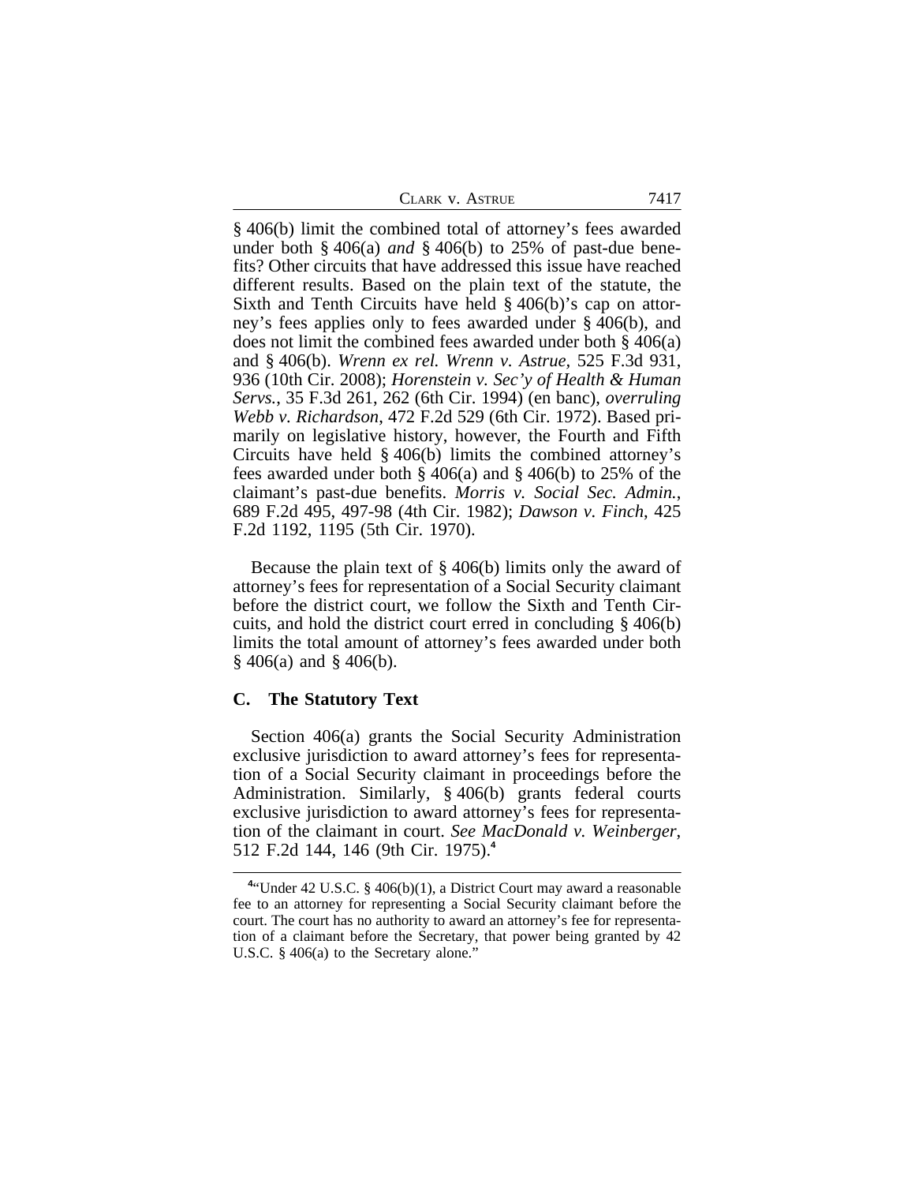§ 406(b) limit the combined total of attorney's fees awarded under both § 406(a) *and* § 406(b) to 25% of past-due benefits? Other circuits that have addressed this issue have reached different results. Based on the plain text of the statute, the Sixth and Tenth Circuits have held § 406(b)'s cap on attorney's fees applies only to fees awarded under § 406(b), and does not limit the combined fees awarded under both § 406(a) and § 406(b). *Wrenn ex rel. Wrenn v. Astrue*, 525 F.3d 931, 936 (10th Cir. 2008); *Horenstein v. Sec'y of Health & Human Servs.*, 35 F.3d 261, 262 (6th Cir. 1994) (en banc), *overruling Webb v. Richardson*, 472 F.2d 529 (6th Cir. 1972). Based primarily on legislative history, however, the Fourth and Fifth Circuits have held § 406(b) limits the combined attorney's fees awarded under both § 406(a) and § 406(b) to 25% of the claimant's past-due benefits. *Morris v. Social Sec. Admin.*, 689 F.2d 495, 497-98 (4th Cir. 1982); *Dawson v. Finch*, 425 F.2d 1192, 1195 (5th Cir. 1970).

Because the plain text of § 406(b) limits only the award of attorney's fees for representation of a Social Security claimant before the district court, we follow the Sixth and Tenth Circuits, and hold the district court erred in concluding § 406(b) limits the total amount of attorney's fees awarded under both § 406(a) and § 406(b).

### C. The Statutory Text

Section 406(a) grants the Social Security Administration exclusive jurisdiction to award attorney's fees for representation of a Social Security claimant in proceedings before the Administration. Similarly, § 406(b) grants federal courts exclusive jurisdiction to award attorney's fees for representation of the claimant in court. *See MacDonald v. Weinberger*, 512 F.2d 144, 146 (9th Cir. 1975).[4]

[4]"Under 42 U.S.C. § 406(b)(1), a District Court may award a reasonable fee to an attorney for representing a Social Security claimant before the court. The court has no authority to award an attorney's fee for representation of a claimant before the Secretary, that power being granted by 42 U.S.C. § 406(a) to the Secretary alone."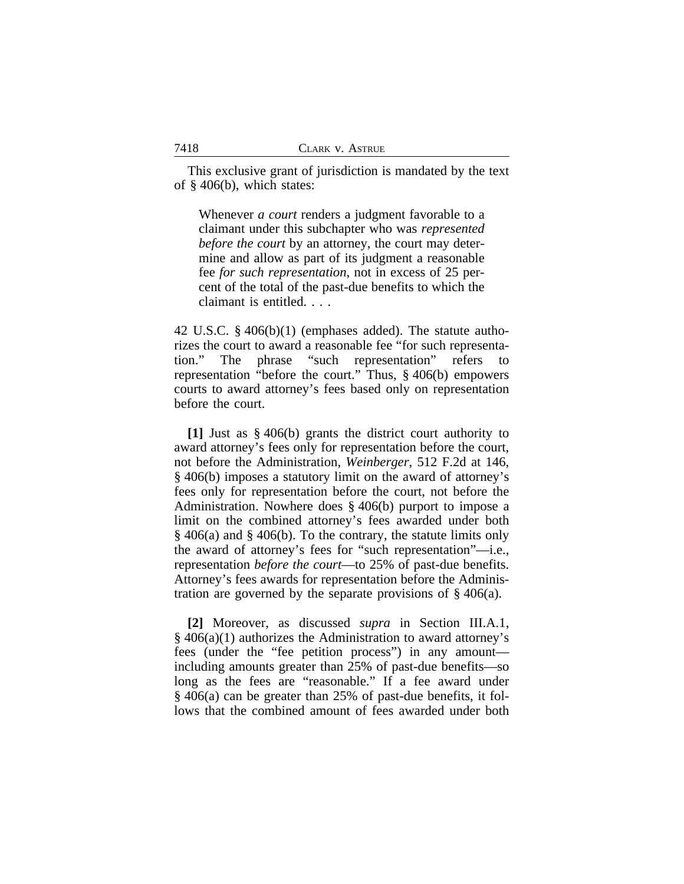This exclusive grant of jurisdiction is mandated by the text of § 406(b), which states:

> Whenever *a court* renders a judgment favorable to a claimant under this subchapter who was *represented before the court* by an attorney, the court may determine and allow as part of its judgment a reasonable fee *for such representation*, not in excess of 25 percent of the total of the past-due benefits to which the claimant is entitled. . . .

42 U.S.C. § 406(b)(1) (emphases added). The statute authorizes the court to award a reasonable fee "for such representation." The phrase "such representation" refers to representation "before the court." Thus, § 406(b) empowers courts to award attorney's fees based only on representation before the court.

**[1]** Just as § 406(b) grants the district court authority to award attorney's fees only for representation before the court, not before the Administration, *Weinberger*, 512 F.2d at 146, § 406(b) imposes a statutory limit on the award of attorney's fees only for representation before the court, not before the Administration. Nowhere does § 406(b) purport to impose a limit on the combined attorney's fees awarded under both § 406(a) and § 406(b). To the contrary, the statute limits only the award of attorney's fees for "such representation"—i.e., representation *before the court*—to 25% of past-due benefits. Attorney's fees awards for representation before the Administration are governed by the separate provisions of § 406(a).

**[2]** Moreover, as discussed *supra* in Section III.A.1, § 406(a)(1) authorizes the Administration to award attorney's fees (under the "fee petition process") in any amount—including amounts greater than 25% of past-due benefits—so long as the fees are "reasonable." If a fee award under § 406(a) can be greater than 25% of past-due benefits, it follows that the combined amount of fees awarded under both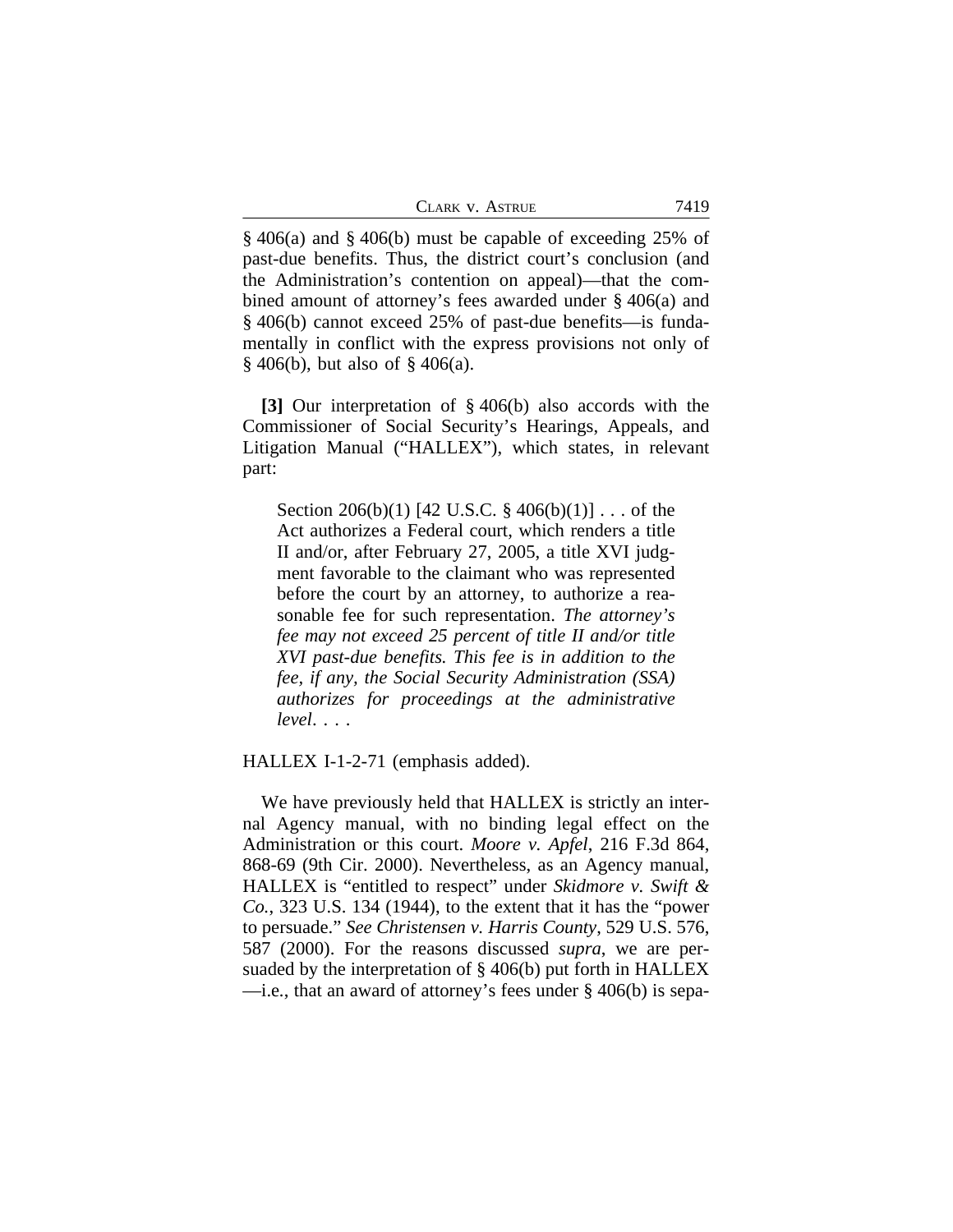§ 406(a) and § 406(b) must be capable of exceeding 25% of past-due benefits. Thus, the district court's conclusion (and the Administration's contention on appeal)—that the combined amount of attorney's fees awarded under § 406(a) and § 406(b) cannot exceed 25% of past-due benefits—is fundamentally in conflict with the express provisions not only of § 406(b), but also of § 406(a).

**[3]** Our interpretation of § 406(b) also accords with the Commissioner of Social Security's Hearings, Appeals, and Litigation Manual ("HALLEX"), which states, in relevant part:

> Section 206(b)(1) [42 U.S.C. § 406(b)(1)] . . . of the Act authorizes a Federal court, which renders a title II and/or, after February 27, 2005, a title XVI judgment favorable to the claimant who was represented before the court by an attorney, to authorize a reasonable fee for such representation. *The attorney's fee may not exceed 25 percent of title II and/or title XVI past-due benefits. This fee is in addition to the fee, if any, the Social Security Administration (SSA) authorizes for proceedings at the administrative level*. . . .

HALLEX I-1-2-71 (emphasis added).

We have previously held that HALLEX is strictly an internal Agency manual, with no binding legal effect on the Administration or this court. *Moore v. Apfel*, 216 F.3d 864, 868-69 (9th Cir. 2000). Nevertheless, as an Agency manual, HALLEX is "entitled to respect" under *Skidmore v. Swift & Co.*, 323 U.S. 134 (1944), to the extent that it has the "power to persuade." *See Christensen v. Harris County*, 529 U.S. 576, 587 (2000). For the reasons discussed *supra*, we are persuaded by the interpretation of § 406(b) put forth in HALLEX —i.e., that an award of attorney's fees under § 406(b) is sepa-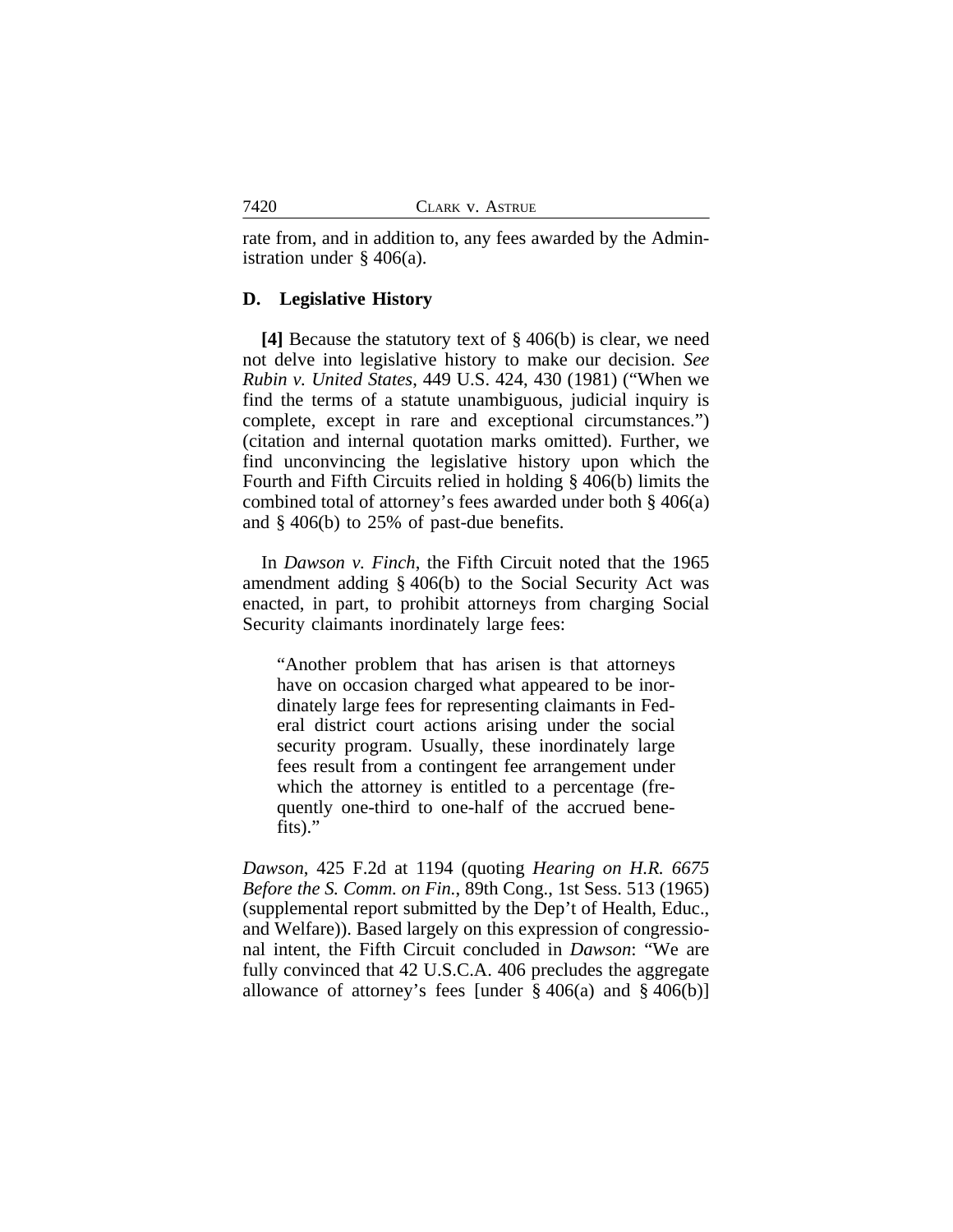rate from, and in addition to, any fees awarded by the Administration under § 406(a).

## D. Legislative History

**[4]** Because the statutory text of § 406(b) is clear, we need not delve into legislative history to make our decision. *See Rubin v. United States*, 449 U.S. 424, 430 (1981) ("When we find the terms of a statute unambiguous, judicial inquiry is complete, except in rare and exceptional circumstances.") (citation and internal quotation marks omitted). Further, we find unconvincing the legislative history upon which the Fourth and Fifth Circuits relied in holding § 406(b) limits the combined total of attorney's fees awarded under both § 406(a) and § 406(b) to 25% of past-due benefits.

In *Dawson v. Finch*, the Fifth Circuit noted that the 1965 amendment adding § 406(b) to the Social Security Act was enacted, in part, to prohibit attorneys from charging Social Security claimants inordinately large fees:

> "Another problem that has arisen is that attorneys have on occasion charged what appeared to be inordinately large fees for representing claimants in Federal district court actions arising under the social security program. Usually, these inordinately large fees result from a contingent fee arrangement under which the attorney is entitled to a percentage (frequently one-third to one-half of the accrued benefits)."

*Dawson*, 425 F.2d at 1194 (quoting *Hearing on H.R. 6675 Before the S. Comm. on Fin.*, 89th Cong., 1st Sess. 513 (1965) (supplemental report submitted by the Dep't of Health, Educ., and Welfare)). Based largely on this expression of congressional intent, the Fifth Circuit concluded in *Dawson*: "We are fully convinced that 42 U.S.C.A. 406 precludes the aggregate allowance of attorney's fees [under § 406(a) and § 406(b)]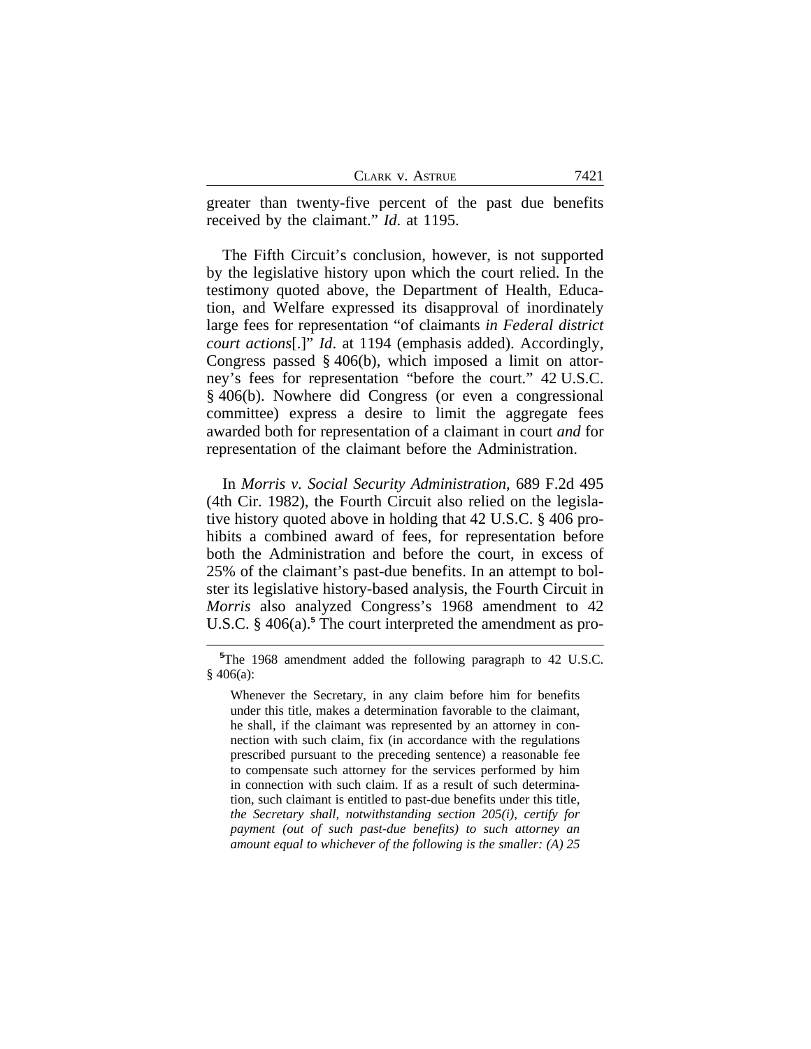greater than twenty-five percent of the past due benefits received by the claimant." *Id*. at 1195.

The Fifth Circuit's conclusion, however, is not supported by the legislative history upon which the court relied. In the testimony quoted above, the Department of Health, Education, and Welfare expressed its disapproval of inordinately large fees for representation "of claimants *in Federal district court actions*[.]" *Id*. at 1194 (emphasis added). Accordingly, Congress passed § 406(b), which imposed a limit on attorney's fees for representation "before the court." 42 U.S.C. § 406(b). Nowhere did Congress (or even a congressional committee) express a desire to limit the aggregate fees awarded both for representation of a claimant in court *and* for representation of the claimant before the Administration.

In *Morris v. Social Security Administration*, 689 F.2d 495 (4th Cir. 1982), the Fourth Circuit also relied on the legislative history quoted above in holding that 42 U.S.C. § 406 prohibits a combined award of fees, for representation before both the Administration and before the court, in excess of 25% of the claimant's past-due benefits. In an attempt to bolster its legislative history-based analysis, the Fourth Circuit in *Morris* also analyzed Congress's 1968 amendment to 42 U.S.C. § 406(a).[5] The court interpreted the amendment as pro-

---

[5]The 1968 amendment added the following paragraph to 42 U.S.C. § 406(a):

> Whenever the Secretary, in any claim before him for benefits under this title, makes a determination favorable to the claimant, he shall, if the claimant was represented by an attorney in connection with such claim, fix (in accordance with the regulations prescribed pursuant to the preceding sentence) a reasonable fee to compensate such attorney for the services performed by him in connection with such claim. If as a result of such determination, such claimant is entitled to past-due benefits under this title, *the Secretary shall, notwithstanding section 205(i), certify for payment (out of such past-due benefits) to such attorney an amount equal to whichever of the following is the smaller: (A) 25*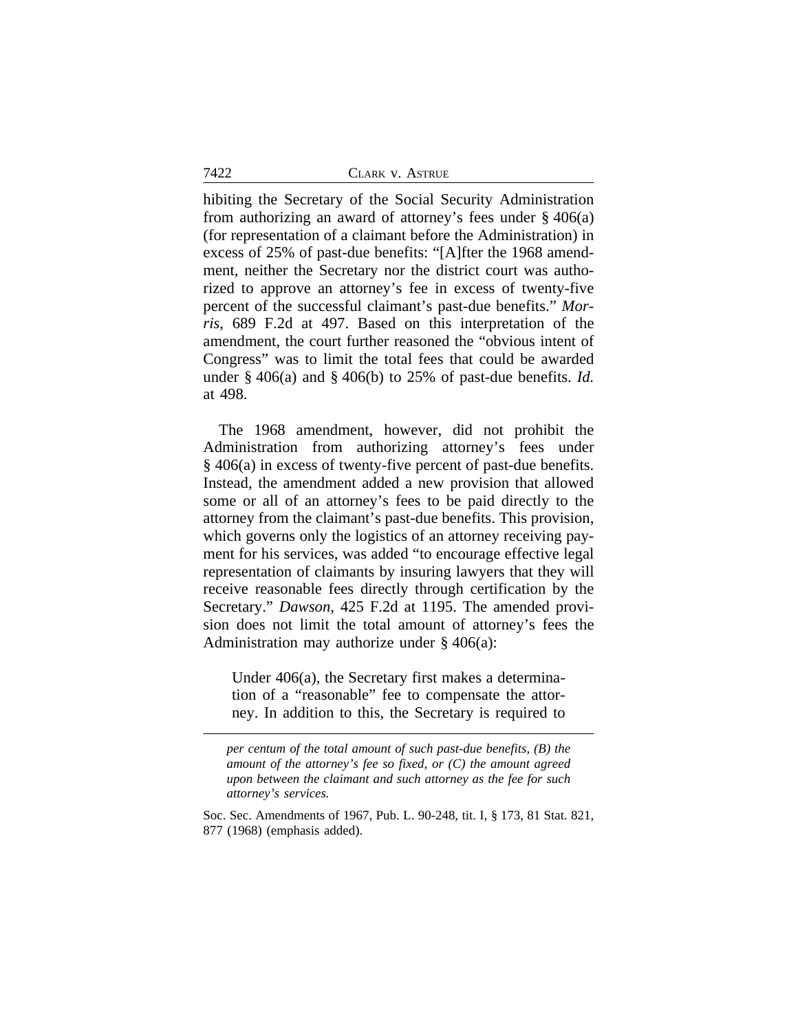hibiting the Secretary of the Social Security Administration from authorizing an award of attorney's fees under § 406(a) (for representation of a claimant before the Administration) in excess of 25% of past-due benefits: "[A]fter the 1968 amendment, neither the Secretary nor the district court was authorized to approve an attorney's fee in excess of twenty-five percent of the successful claimant's past-due benefits." *Morris*, 689 F.2d at 497. Based on this interpretation of the amendment, the court further reasoned the "obvious intent of Congress" was to limit the total fees that could be awarded under § 406(a) and § 406(b) to 25% of past-due benefits. *Id.* at 498.

The 1968 amendment, however, did not prohibit the Administration from authorizing attorney's fees under § 406(a) in excess of twenty-five percent of past-due benefits. Instead, the amendment added a new provision that allowed some or all of an attorney's fees to be paid directly to the attorney from the claimant's past-due benefits. This provision, which governs only the logistics of an attorney receiving payment for his services, was added "to encourage effective legal representation of claimants by insuring lawyers that they will receive reasonable fees directly through certification by the Secretary." *Dawson*, 425 F.2d at 1195. The amended provision does not limit the total amount of attorney's fees the Administration may authorize under § 406(a):

> Under 406(a), the Secretary first makes a determination of a "reasonable" fee to compensate the attorney. In addition to this, the Secretary is required to

---

*per centum of the total amount of such past-due benefits, (B) the amount of the attorney's fee so fixed, or (C) the amount agreed upon between the claimant and such attorney as the fee for such attorney's services.*

Soc. Sec. Amendments of 1967, Pub. L. 90-248, tit. I, § 173, 81 Stat. 821, 877 (1968) (emphasis added).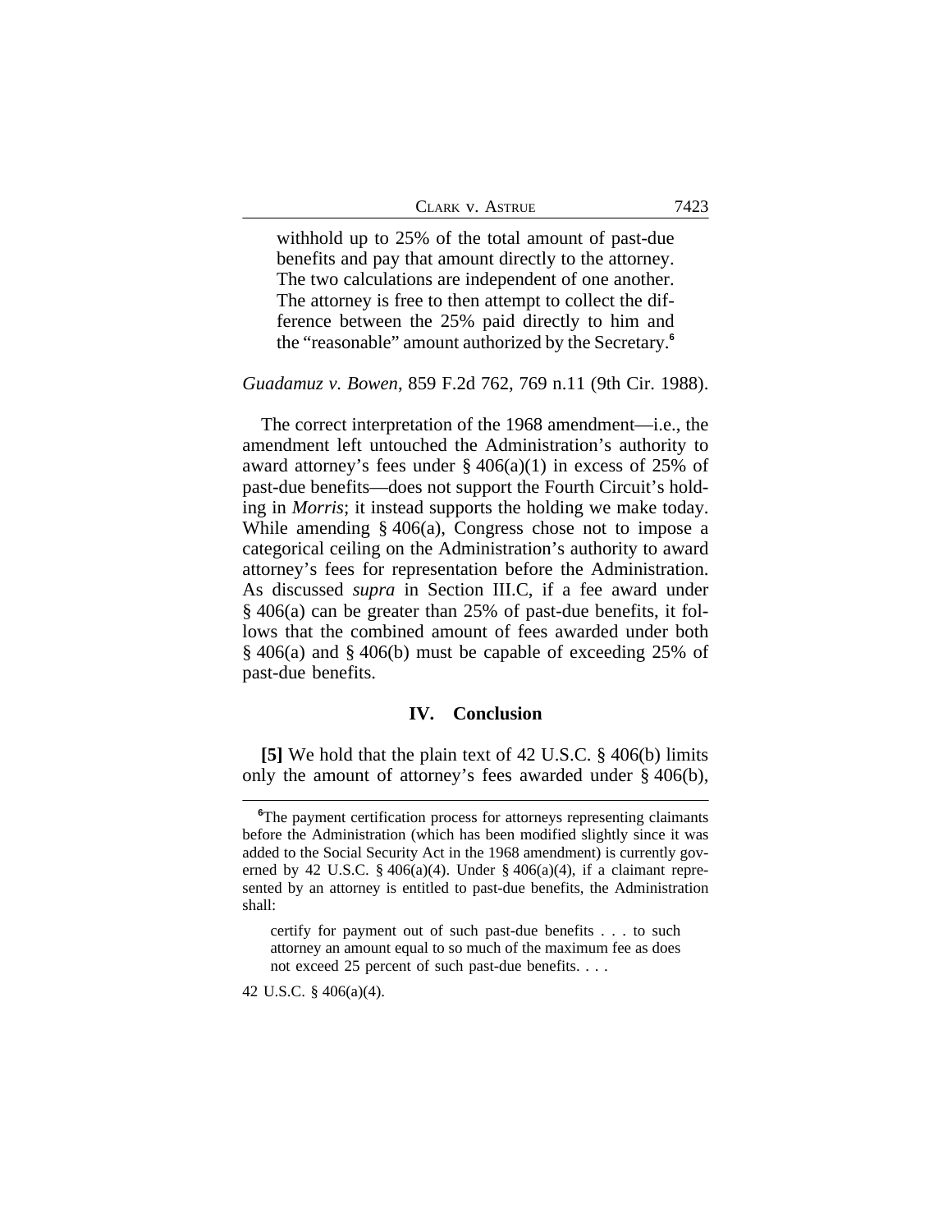> withhold up to 25% of the total amount of past-due benefits and pay that amount directly to the attorney. The two calculations are independent of one another. The attorney is free to then attempt to collect the difference between the 25% paid directly to him and the "reasonable" amount authorized by the Secretary.[6]

*Guadamuz v. Bowen*, 859 F.2d 762, 769 n.11 (9th Cir. 1988).

The correct interpretation of the 1968 amendment—i.e., the amendment left untouched the Administration's authority to award attorney's fees under § 406(a)(1) in excess of 25% of past-due benefits—does not support the Fourth Circuit's holding in *Morris*; it instead supports the holding we make today. While amending § 406(a), Congress chose not to impose a categorical ceiling on the Administration's authority to award attorney's fees for representation before the Administration. As discussed *supra* in Section III.C, if a fee award under § 406(a) can be greater than 25% of past-due benefits, it follows that the combined amount of fees awarded under both § 406(a) and § 406(b) must be capable of exceeding 25% of past-due benefits.

## IV. Conclusion

**[5]** We hold that the plain text of 42 U.S.C. § 406(b) limits only the amount of attorney's fees awarded under § 406(b),

---

[6]The payment certification process for attorneys representing claimants before the Administration (which has been modified slightly since it was added to the Social Security Act in the 1968 amendment) is currently governed by 42 U.S.C. § 406(a)(4). Under § 406(a)(4), if a claimant represented by an attorney is entitled to past-due benefits, the Administration shall:

> certify for payment out of such past-due benefits . . . to such attorney an amount equal to so much of the maximum fee as does not exceed 25 percent of such past-due benefits. . . .

42 U.S.C. § 406(a)(4).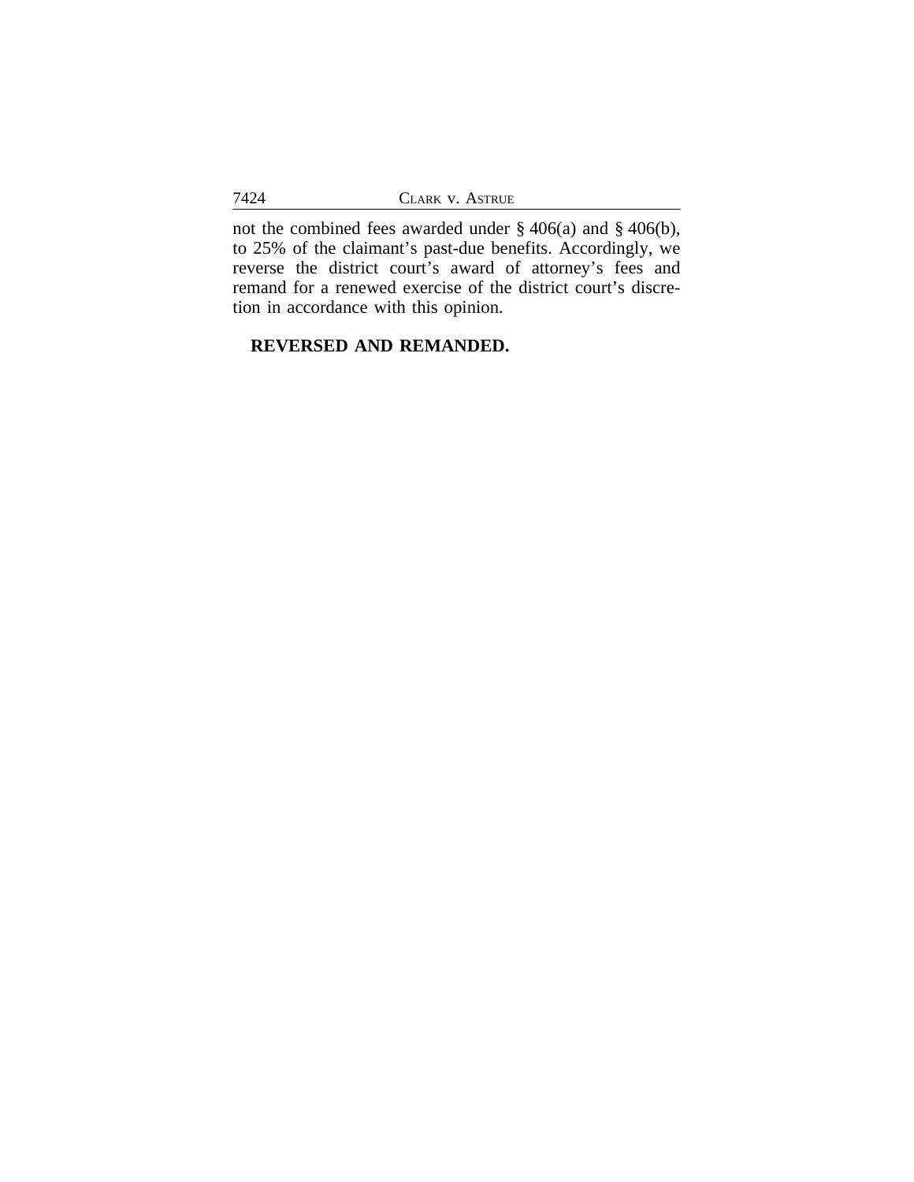not the combined fees awarded under § 406(a) and § 406(b), to 25% of the claimant's past-due benefits. Accordingly, we reverse the district court's award of attorney's fees and remand for a renewed exercise of the district court's discretion in accordance with this opinion.

**REVERSED AND REMANDED.**